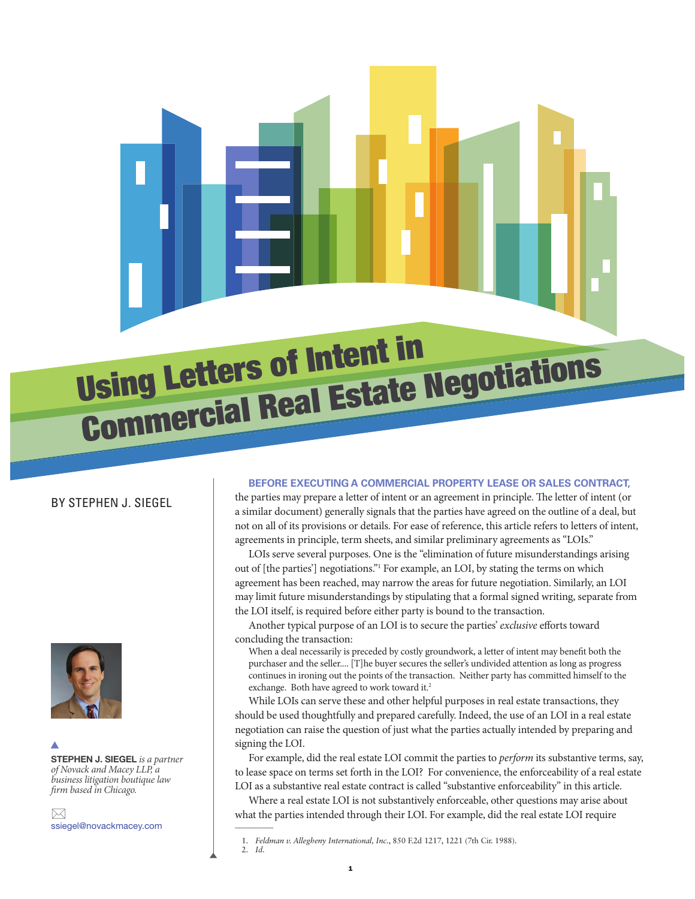# Using Letters of Intent in Commercial Real Estate Negotiations

BY STEPHEN J. SIEGEL

**STEPHEN J. SIEGEL** *is a partner of Novack and Macey LLP, a business litigation boutique law firm based in Chicago.*

ssiegel@novackmacey.com

**BEFORE EXECUTING A COMMERCIAL PROPERTY LEASE OR SALES CONTRACT,** the parties may prepare a letter of intent or an agreement in principle. The letter of intent (or a similar document) generally signals that the parties have agreed on the outline of a deal, but not on all of its provisions or details. For ease of reference, this article refers to letters of intent, agreements in principle, term sheets, and similar preliminary agreements as "LOIs."

LOIs serve several purposes. One is the "elimination of future misunderstandings arising out of [the parties'] negotiations."[1] For example, an LOI, by stating the terms on which agreement has been reached, may narrow the areas for future negotiation. Similarly, an LOI may limit future misunderstandings by stipulating that a formal signed writing, separate from the LOI itself, is required before either party is bound to the transaction.

Another typical purpose of an LOI is to secure the parties' *exclusive* efforts toward concluding the transaction:

> When a deal necessarily is preceded by costly groundwork, a letter of intent may benefit both the purchaser and the seller.... [T]he buyer secures the seller's undivided attention as long as progress continues in ironing out the points of the transaction. Neither party has committed himself to the exchange. Both have agreed to work toward it.[2]

While LOIs can serve these and other helpful purposes in real estate transactions, they should be used thoughtfully and prepared carefully. Indeed, the use of an LOI in a real estate negotiation can raise the question of just what the parties actually intended by preparing and signing the LOI.

For example, did the real estate LOI commit the parties to *perform* its substantive terms, say, to lease space on terms set forth in the LOI? For convenience, the enforceability of a real estate LOI as a substantive real estate contract is called "substantive enforceability" in this article.

Where a real estate LOI is not substantively enforceable, other questions may arise about what the parties intended through their LOI. For example, did the real estate LOI require

1. *Feldman v. Allegheny International, Inc.*, 850 F.2d 1217, 1221 (7th Cir. 1988).
2. *Id.*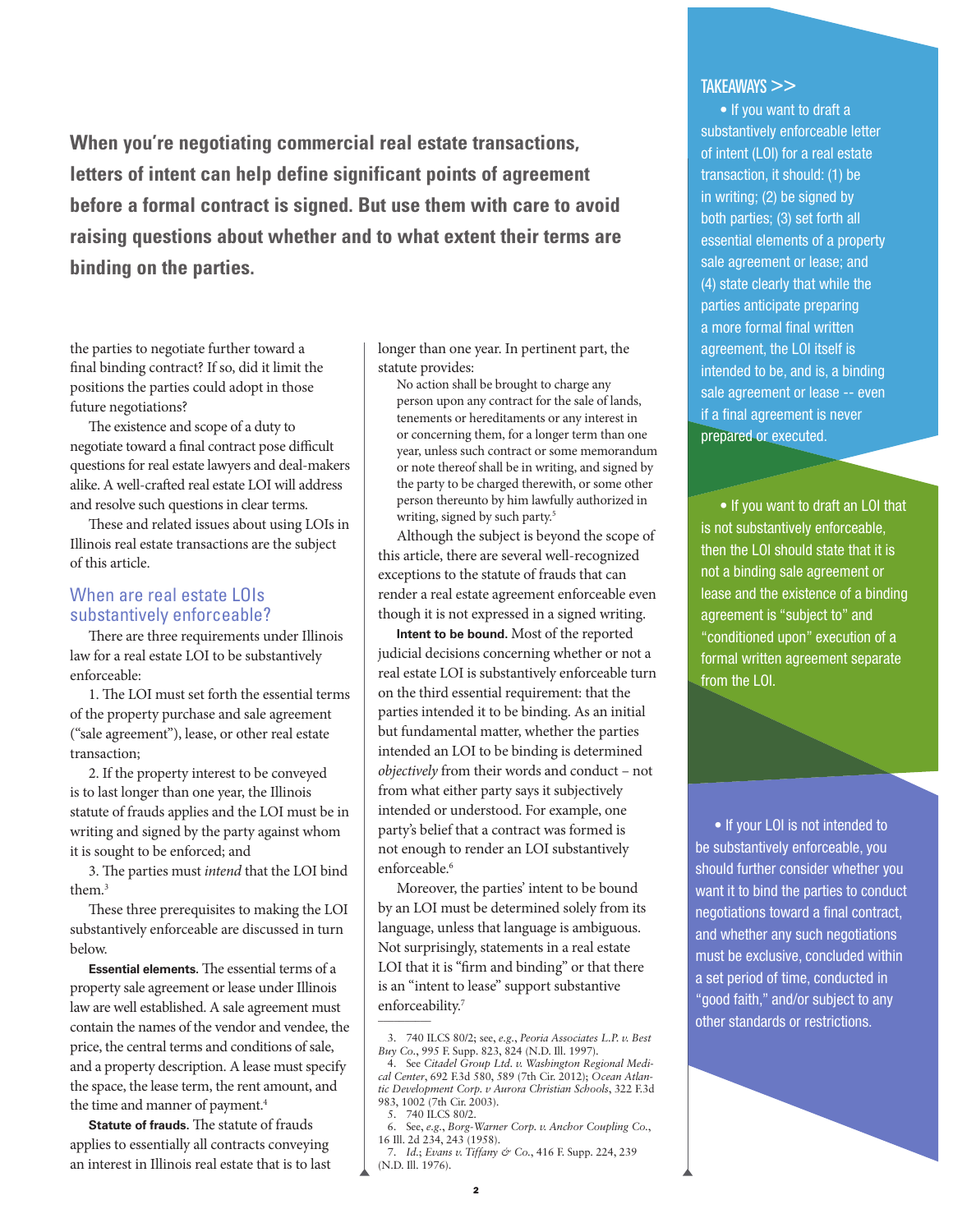**When you're negotiating commercial real estate transactions, letters of intent can help define significant points of agreement before a formal contract is signed. But use them with care to avoid raising questions about whether and to what extent their terms are binding on the parties.**

the parties to negotiate further toward a final binding contract? If so, did it limit the positions the parties could adopt in those future negotiations?

The existence and scope of a duty to negotiate toward a final contract pose difficult questions for real estate lawyers and deal-makers alike. A well-crafted real estate LOI will address and resolve such questions in clear terms.

These and related issues about using LOIs in Illinois real estate transactions are the subject of this article.

## When are real estate LOIs substantively enforceable?

There are three requirements under Illinois law for a real estate LOI to be substantively enforceable:

1. The LOI must set forth the essential terms of the property purchase and sale agreement ("sale agreement"), lease, or other real estate transaction;

2. If the property interest to be conveyed is to last longer than one year, the Illinois statute of frauds applies and the LOI must be in writing and signed by the party against whom it is sought to be enforced; and

3. The parties must *intend* that the LOI bind them.[3]

These three prerequisites to making the LOI substantively enforceable are discussed in turn below.

**Essential elements.** The essential terms of a property sale agreement or lease under Illinois law are well established. A sale agreement must contain the names of the vendor and vendee, the price, the central terms and conditions of sale, and a property description. A lease must specify the space, the lease term, the rent amount, and the time and manner of payment.[4]

**Statute of frauds.** The statute of frauds applies to essentially all contracts conveying an interest in Illinois real estate that is to last longer than one year. In pertinent part, the statute provides:

> No action shall be brought to charge any person upon any contract for the sale of lands, tenements or hereditaments or any interest in or concerning them, for a longer term than one year, unless such contract or some memorandum or note thereof shall be in writing, and signed by the party to be charged therewith, or some other person thereunto by him lawfully authorized in writing, signed by such party.[5]

Although the subject is beyond the scope of this article, there are several well-recognized exceptions to the statute of frauds that can render a real estate agreement enforceable even though it is not expressed in a signed writing.

**Intent to be bound.** Most of the reported judicial decisions concerning whether or not a real estate LOI is substantively enforceable turn on the third essential requirement: that the parties intended it to be binding. As an initial but fundamental matter, whether the parties intended an LOI to be binding is determined *objectively* from their words and conduct – not from what either party says it subjectively intended or understood. For example, one party's belief that a contract was formed is not enough to render an LOI substantively enforceable.[6]

Moreover, the parties' intent to be bound by an LOI must be determined solely from its language, unless that language is ambiguous. Not surprisingly, statements in a real estate LOI that it is "firm and binding" or that there is an "intent to lease" support substantive enforceability.[7]

---

3. 740 ILCS 80/2; see, *e.g.*, *Peoria Associates L.P. v. Best Buy Co.*, 995 F. Supp. 823, 824 (N.D. Ill. 1997).
4. See *Citadel Group Ltd. v. Washington Regional Medical Center*, 692 F.3d 580, 589 (7th Cir. 2012); *Ocean Atlantic Development Corp. v Aurora Christian Schools*, 322 F.3d 983, 1002 (7th Cir. 2003).
5. 740 ILCS 80/2.
6. See, *e.g.*, *Borg-Warner Corp. v. Anchor Coupling Co.*, 16 Ill. 2d 234, 243 (1958).
7. *Id.*; *Evans v. Tiffany & Co.*, 416 F. Supp. 224, 239 (N.D. Ill. 1976).

---

**TAKEAWAYS >>**

- If you want to draft a substantively enforceable letter of intent (LOI) for a real estate transaction, it should: (1) be in writing; (2) be signed by both parties; (3) set forth all essential elements of a property sale agreement or lease; and (4) state clearly that while the parties anticipate preparing a more formal final written agreement, the LOI itself is intended to be, and is, a binding sale agreement or lease -- even if a final agreement is never prepared or executed.

- If you want to draft an LOI that is not substantively enforceable, then the LOI should state that it is not a binding sale agreement or lease and the existence of a binding agreement is "subject to" and "conditioned upon" execution of a formal written agreement separate from the LOI.

- If your LOI is not intended to be substantively enforceable, you should further consider whether you want it to bind the parties to conduct negotiations toward a final contract, and whether any such negotiations must be exclusive, concluded within a set period of time, conducted in "good faith," and/or subject to any other standards or restrictions.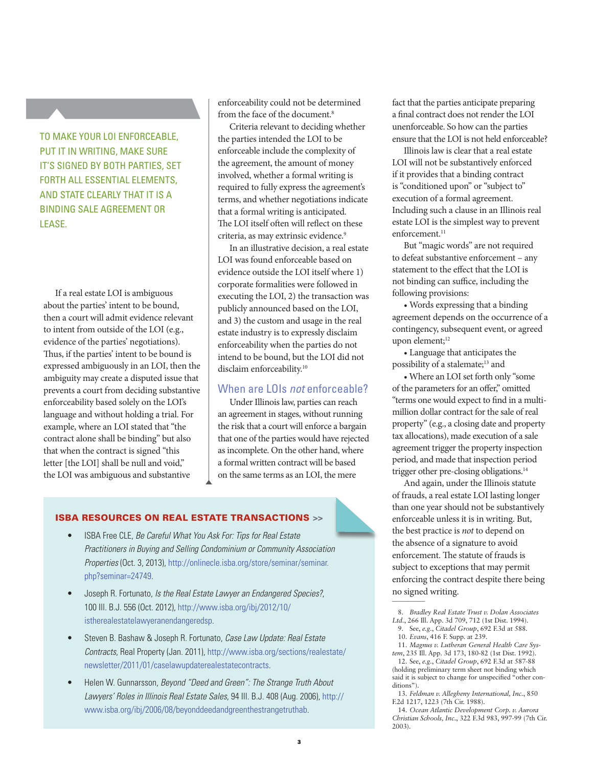TO MAKE YOUR LOI ENFORCEABLE, PUT IT IN WRITING, MAKE SURE IT'S SIGNED BY BOTH PARTIES, SET FORTH ALL ESSENTIAL ELEMENTS, AND STATE CLEARLY THAT IT IS A BINDING SALE AGREEMENT OR LEASE.

If a real estate LOI is ambiguous about the parties' intent to be bound, then a court will admit evidence relevant to intent from outside of the LOI (e.g., evidence of the parties' negotiations). Thus, if the parties' intent to be bound is expressed ambiguously in an LOI, then the ambiguity may create a disputed issue that prevents a court from deciding substantive enforceability based solely on the LOI's language and without holding a trial. For example, where an LOI stated that "the contract alone shall be binding" but also that when the contract is signed "this letter [the LOI] shall be null and void," the LOI was ambiguous and substantive enforceability could not be determined from the face of the document.[8]

Criteria relevant to deciding whether the parties intended the LOI to be enforceable include the complexity of the agreement, the amount of money involved, whether a formal writing is required to fully express the agreement's terms, and whether negotiations indicate that a formal writing is anticipated. The LOI itself often will reflect on these criteria, as may extrinsic evidence.[9]

In an illustrative decision, a real estate LOI was found enforceable based on evidence outside the LOI itself where 1) corporate formalities were followed in executing the LOI, 2) the transaction was publicly announced based on the LOI, and 3) the custom and usage in the real estate industry is to expressly disclaim enforceability when the parties do not intend to be bound, but the LOI did not disclaim enforceability.[10]

## When are LOIs *not* enforceable?

Under Illinois law, parties can reach an agreement in stages, without running the risk that a court will enforce a bargain that one of the parties would have rejected as incomplete. On the other hand, where a formal written contract will be based on the same terms as an LOI, the mere fact that the parties anticipate preparing a final contract does not render the LOI unenforceable. So how can the parties ensure that the LOI is not held enforceable?

Illinois law is clear that a real estate LOI will not be substantively enforced if it provides that a binding contract is "conditioned upon" or "subject to" execution of a formal agreement. Including such a clause in an Illinois real estate LOI is the simplest way to prevent enforcement.[11]

But "magic words" are not required to defeat substantive enforcement – any statement to the effect that the LOI is not binding can suffice, including the following provisions:

- Words expressing that a binding agreement depends on the occurrence of a contingency, subsequent event, or agreed upon element;[12]
- Language that anticipates the possibility of a stalemate;[13] and
- Where an LOI set forth only "some of the parameters for an offer," omitted "terms one would expect to find in a multi-million dollar contract for the sale of real property" (e.g., a closing date and property tax allocations), made execution of a sale agreement trigger the property inspection period, and made that inspection period trigger other pre-closing obligations.[14]

And again, under the Illinois statute of frauds, a real estate LOI lasting longer than one year should not be substantively enforceable unless it is in writing. But, the best practice is *not* to depend on the absence of a signature to avoid enforcement. The statute of frauds is subject to exceptions that may permit enforcing the contract despite there being no signed writing.

### ISBA RESOURCES ON REAL ESTATE TRANSACTIONS >>

- ISBA Free CLE, *Be Careful What You Ask For: Tips for Real Estate Practitioners in Buying and Selling Condominium or Community Association Properties* (Oct. 3, 2013), http://onlinecle.isba.org/store/seminar/seminar.php?seminar=24749.
- Joseph R. Fortunato, *Is the Real Estate Lawyer an Endangered Species?*, 100 Ill. B.J. 556 (Oct. 2012), http://www.isba.org/ibj/2012/10/istherealestatelawyeranendangeredsp.
- Steven B. Bashaw & Joseph R. Fortunato, *Case Law Update: Real Estate Contracts*, Real Property (Jan. 2011), http://www.isba.org/sections/realestate/newsletter/2011/01/caselawupdaterealestatecontracts.
- Helen W. Gunnarsson, *Beyond "Deed and Green": The Strange Truth About Lawyers' Roles in Illinois Real Estate Sales*, 94 Ill. B.J. 408 (Aug. 2006), http://www.isba.org/ibj/2006/08/beyonddeedandgreenthestrangetruthab.

---

8. *Bradley Real Estate Trust v. Dolan Associates Ltd.*, 266 Ill. App. 3d 709, 712 (1st Dist. 1994).
9. See, *e.g.*, *Citadel Group*, 692 F.3d at 588.
10. *Evans*, 416 F. Supp. at 239.
11. *Magnus v. Lutheran General Health Care System*, 235 Ill. App. 3d 173, 180-82 (1st Dist. 1992).
12. See, *e.g.*, *Citadel Group*, 692 F.3d at 587-88 (holding preliminary term sheet not binding which said it is subject to change for unspecified "other conditions").
13. *Feldman v. Allegheny International, Inc.*, 850 F.2d 1217, 1223 (7th Cir. 1988).
14. *Ocean Atlantic Development Corp. v. Aurora Christian Schools, Inc.*, 322 F.3d 983, 997-99 (7th Cir. 2003).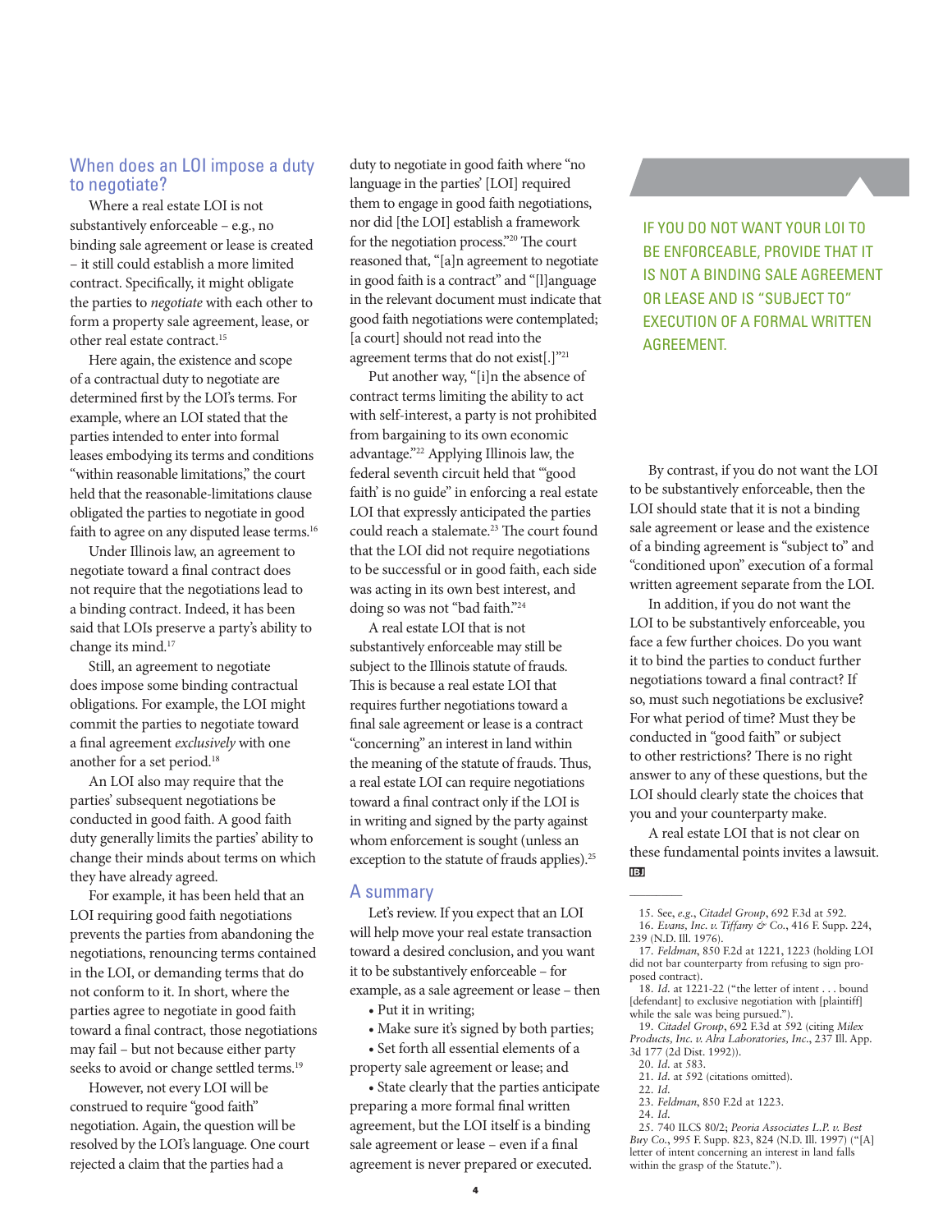## When does an LOI impose a duty to negotiate?

Where a real estate LOI is not substantively enforceable – e.g., no binding sale agreement or lease is created – it still could establish a more limited contract. Specifically, it might obligate the parties to *negotiate* with each other to form a property sale agreement, lease, or other real estate contract.[15]

Here again, the existence and scope of a contractual duty to negotiate are determined first by the LOI's terms. For example, where an LOI stated that the parties intended to enter into formal leases embodying its terms and conditions "within reasonable limitations," the court held that the reasonable-limitations clause obligated the parties to negotiate in good faith to agree on any disputed lease terms.[16]

Under Illinois law, an agreement to negotiate toward a final contract does not require that the negotiations lead to a binding contract. Indeed, it has been said that LOIs preserve a party's ability to change its mind.[17]

Still, an agreement to negotiate does impose some binding contractual obligations. For example, the LOI might commit the parties to negotiate toward a final agreement *exclusively* with one another for a set period.[18]

An LOI also may require that the parties' subsequent negotiations be conducted in good faith. A good faith duty generally limits the parties' ability to change their minds about terms on which they have already agreed.

For example, it has been held that an LOI requiring good faith negotiations prevents the parties from abandoning the negotiations, renouncing terms contained in the LOI, or demanding terms that do not conform to it. In short, where the parties agree to negotiate in good faith toward a final contract, those negotiations may fail – but not because either party seeks to avoid or change settled terms.[19]

However, not every LOI will be construed to require "good faith" negotiation. Again, the question will be resolved by the LOI's language. One court rejected a claim that the parties had a duty to negotiate in good faith where "no language in the parties' [LOI] required them to engage in good faith negotiations, nor did [the LOI] establish a framework for the negotiation process."[20] The court reasoned that, "[a]n agreement to negotiate in good faith is a contract" and "[l]anguage in the relevant document must indicate that good faith negotiations were contemplated; [a court] should not read into the agreement terms that do not exist[.]"[21]

Put another way, "[i]n the absence of contract terms limiting the ability to act with self-interest, a party is not prohibited from bargaining to its own economic advantage."[22] Applying Illinois law, the federal seventh circuit held that "'good faith' is no guide" in enforcing a real estate LOI that expressly anticipated the parties could reach a stalemate.[23] The court found that the LOI did not require negotiations to be successful or in good faith, each side was acting in its own best interest, and doing so was not "bad faith."[24]

A real estate LOI that is not substantively enforceable may still be subject to the Illinois statute of frauds. This is because a real estate LOI that requires further negotiations toward a final sale agreement or lease is a contract "concerning" an interest in land within the meaning of the statute of frauds. Thus, a real estate LOI can require negotiations toward a final contract only if the LOI is in writing and signed by the party against whom enforcement is sought (unless an exception to the statute of frauds applies).[25]

## A summary

Let's review. If you expect that an LOI will help move your real estate transaction toward a desired conclusion, and you want it to be substantively enforceable – for example, as a sale agreement or lease – then

- Put it in writing;
- Make sure it's signed by both parties;
- Set forth all essential elements of a property sale agreement or lease; and
- State clearly that the parties anticipate preparing a more formal final written agreement, but the LOI itself is a binding sale agreement or lease – even if a final agreement is never prepared or executed.

IF YOU DO NOT WANT YOUR LOI TO BE ENFORCEABLE, PROVIDE THAT IT IS NOT A BINDING SALE AGREEMENT OR LEASE AND IS "SUBJECT TO" EXECUTION OF A FORMAL WRITTEN AGREEMENT.

By contrast, if you do not want the LOI to be substantively enforceable, then the LOI should state that it is not a binding sale agreement or lease and the existence of a binding agreement is "subject to" and "conditioned upon" execution of a formal written agreement separate from the LOI.

In addition, if you do not want the LOI to be substantively enforceable, you face a few further choices. Do you want it to bind the parties to conduct further negotiations toward a final contract? If so, must such negotiations be exclusive? For what period of time? Must they be conducted in "good faith" or subject to other restrictions? There is no right answer to any of these questions, but the LOI should clearly state the choices that you and your counterparty make.

A real estate LOI that is not clear on these fundamental points invites a lawsuit.

---

15. See, *e.g.*, *Citadel Group*, 692 F.3d at 592.
16. *Evans, Inc. v. Tiffany & Co.*, 416 F. Supp. 224, 239 (N.D. Ill. 1976).
17. *Feldman*, 850 F.2d at 1221, 1223 (holding LOI did not bar counterparty from refusing to sign proposed contract).
18. *Id.* at 1221-22 ("the letter of intent . . . bound [defendant] to exclusive negotiation with [plaintiff] while the sale was being pursued.").
19. *Citadel Group*, 692 F.3d at 592 (citing *Milex Products, Inc. v. Alra Laboratories, Inc.*, 237 Ill. App. 3d 177 (2d Dist. 1992)).
20. *Id.* at 583.
21. *Id.* at 592 (citations omitted).
22. *Id.*
23. *Feldman*, 850 F.2d at 1223.
24. *Id.*
25. 740 ILCS 80/2; *Peoria Associates L.P. v. Best Buy Co.*, 995 F. Supp. 823, 824 (N.D. Ill. 1997) ("[A] letter of intent concerning an interest in land falls within the grasp of the Statute.").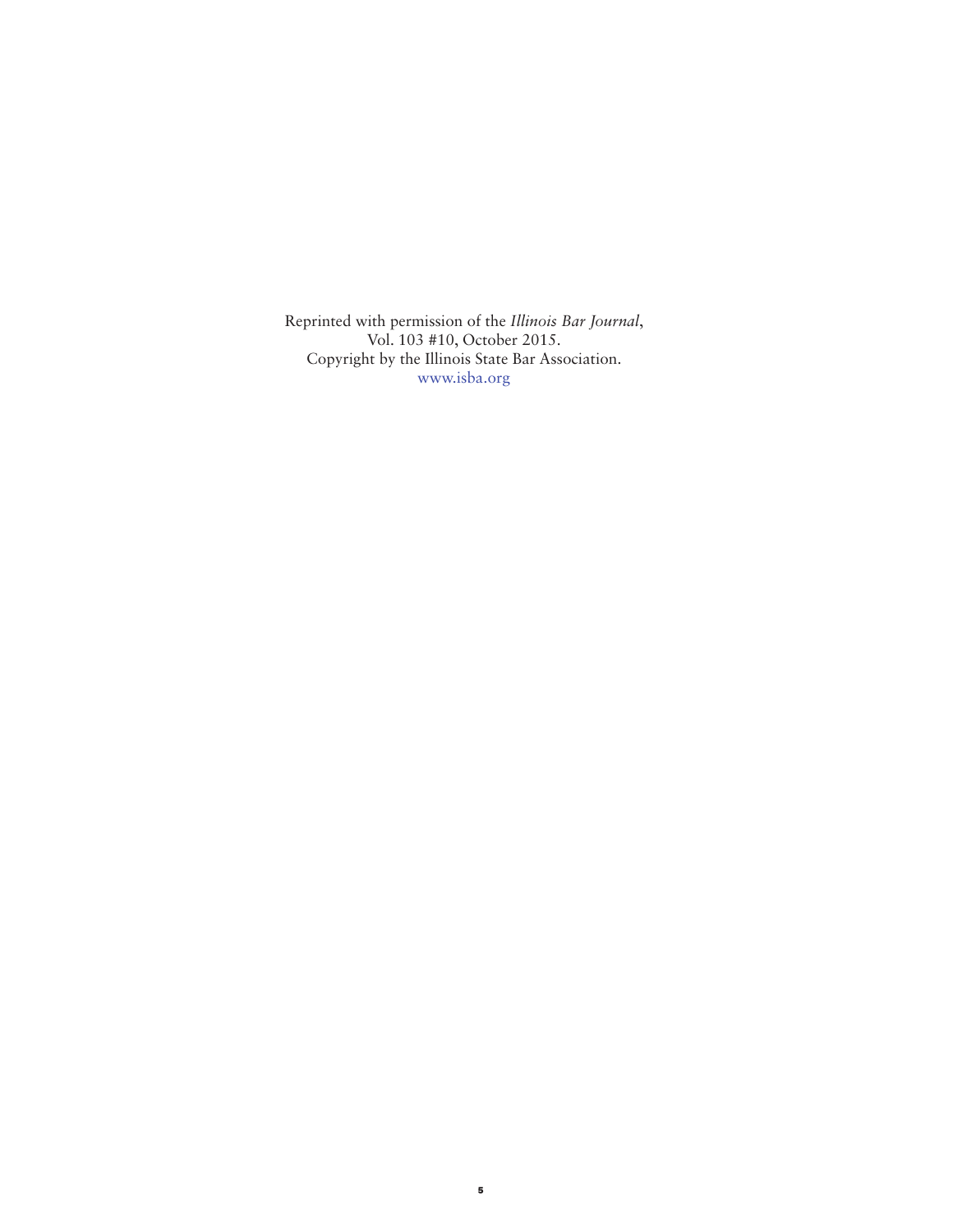Reprinted with permission of the *Illinois Bar Journal*,
Vol. 103 #10, October 2015.
Copyright by the Illinois State Bar Association.
www.isba.org